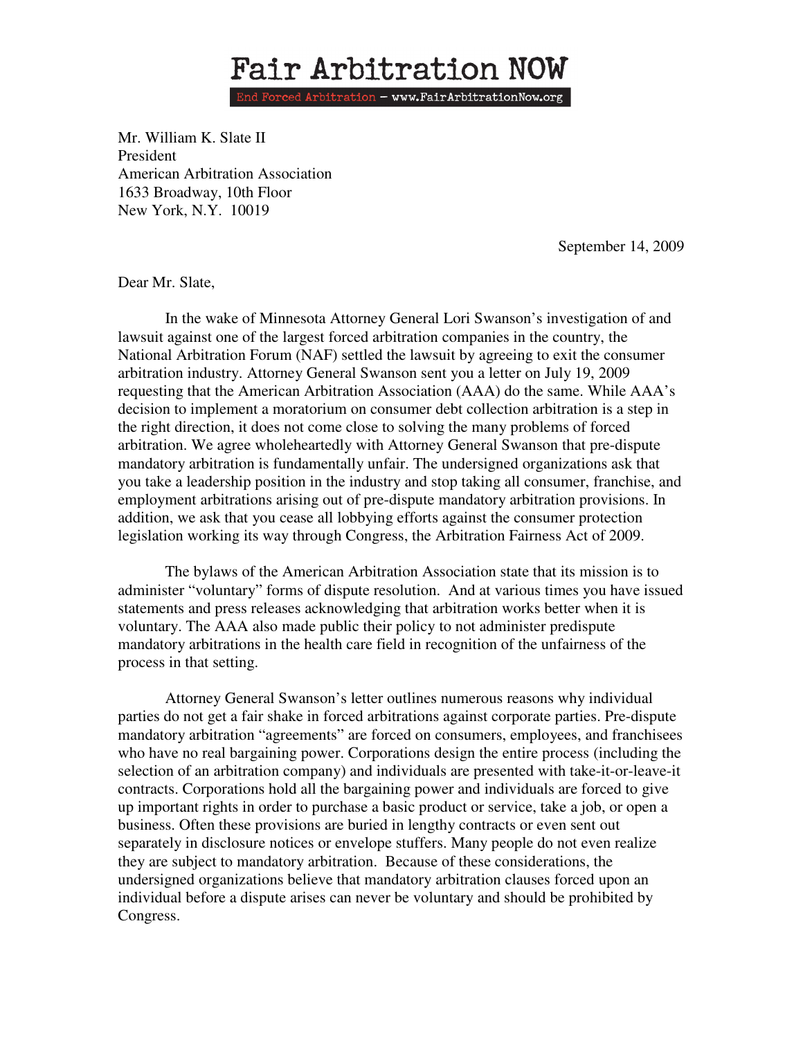# Fair Arbitration NOW

End Forced Arbitration – www.FairArbitrationNow.org

Mr. William K. Slate II
President
American Arbitration Association
1633 Broadway, 10th Floor
New York, N.Y. 10019

September 14, 2009

Dear Mr. Slate,

In the wake of Minnesota Attorney General Lori Swanson's investigation of and lawsuit against one of the largest forced arbitration companies in the country, the National Arbitration Forum (NAF) settled the lawsuit by agreeing to exit the consumer arbitration industry. Attorney General Swanson sent you a letter on July 19, 2009 requesting that the American Arbitration Association (AAA) do the same. While AAA's decision to implement a moratorium on consumer debt collection arbitration is a step in the right direction, it does not come close to solving the many problems of forced arbitration. We agree wholeheartedly with Attorney General Swanson that pre-dispute mandatory arbitration is fundamentally unfair. The undersigned organizations ask that you take a leadership position in the industry and stop taking all consumer, franchise, and employment arbitrations arising out of pre-dispute mandatory arbitration provisions. In addition, we ask that you cease all lobbying efforts against the consumer protection legislation working its way through Congress, the Arbitration Fairness Act of 2009.

The bylaws of the American Arbitration Association state that its mission is to administer "voluntary" forms of dispute resolution. And at various times you have issued statements and press releases acknowledging that arbitration works better when it is voluntary. The AAA also made public their policy to not administer predispute mandatory arbitrations in the health care field in recognition of the unfairness of the process in that setting.

Attorney General Swanson's letter outlines numerous reasons why individual parties do not get a fair shake in forced arbitrations against corporate parties. Pre-dispute mandatory arbitration "agreements" are forced on consumers, employees, and franchisees who have no real bargaining power. Corporations design the entire process (including the selection of an arbitration company) and individuals are presented with take-it-or-leave-it contracts. Corporations hold all the bargaining power and individuals are forced to give up important rights in order to purchase a basic product or service, take a job, or open a business. Often these provisions are buried in lengthy contracts or even sent out separately in disclosure notices or envelope stuffers. Many people do not even realize they are subject to mandatory arbitration. Because of these considerations, the undersigned organizations believe that mandatory arbitration clauses forced upon an individual before a dispute arises can never be voluntary and should be prohibited by Congress.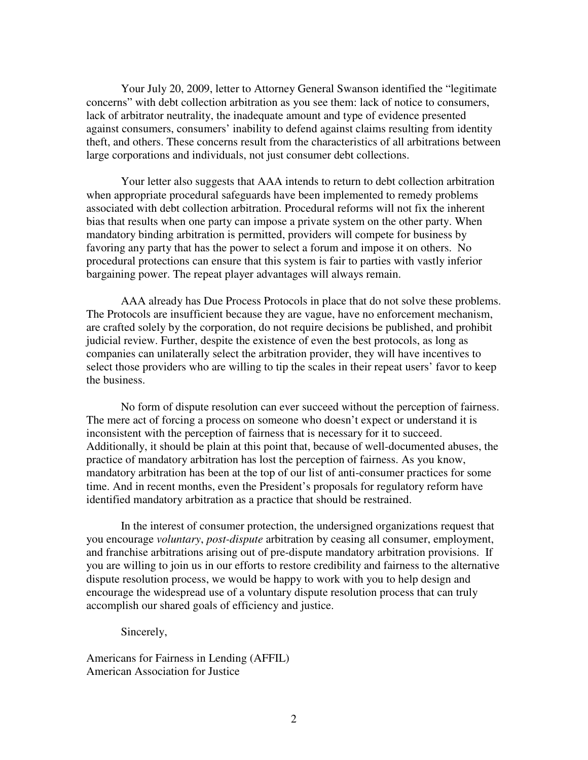Your July 20, 2009, letter to Attorney General Swanson identified the "legitimate concerns" with debt collection arbitration as you see them: lack of notice to consumers, lack of arbitrator neutrality, the inadequate amount and type of evidence presented against consumers, consumers' inability to defend against claims resulting from identity theft, and others. These concerns result from the characteristics of all arbitrations between large corporations and individuals, not just consumer debt collections.

Your letter also suggests that AAA intends to return to debt collection arbitration when appropriate procedural safeguards have been implemented to remedy problems associated with debt collection arbitration. Procedural reforms will not fix the inherent bias that results when one party can impose a private system on the other party. When mandatory binding arbitration is permitted, providers will compete for business by favoring any party that has the power to select a forum and impose it on others. No procedural protections can ensure that this system is fair to parties with vastly inferior bargaining power. The repeat player advantages will always remain.

AAA already has Due Process Protocols in place that do not solve these problems. The Protocols are insufficient because they are vague, have no enforcement mechanism, are crafted solely by the corporation, do not require decisions be published, and prohibit judicial review. Further, despite the existence of even the best protocols, as long as companies can unilaterally select the arbitration provider, they will have incentives to select those providers who are willing to tip the scales in their repeat users' favor to keep the business.

No form of dispute resolution can ever succeed without the perception of fairness. The mere act of forcing a process on someone who doesn't expect or understand it is inconsistent with the perception of fairness that is necessary for it to succeed. Additionally, it should be plain at this point that, because of well-documented abuses, the practice of mandatory arbitration has lost the perception of fairness. As you know, mandatory arbitration has been at the top of our list of anti-consumer practices for some time. And in recent months, even the President's proposals for regulatory reform have identified mandatory arbitration as a practice that should be restrained.

In the interest of consumer protection, the undersigned organizations request that you encourage *voluntary*, *post-dispute* arbitration by ceasing all consumer, employment, and franchise arbitrations arising out of pre-dispute mandatory arbitration provisions. If you are willing to join us in our efforts to restore credibility and fairness to the alternative dispute resolution process, we would be happy to work with you to help design and encourage the widespread use of a voluntary dispute resolution process that can truly accomplish our shared goals of efficiency and justice.

Sincerely,

Americans for Fairness in Lending (AFFIL)
American Association for Justice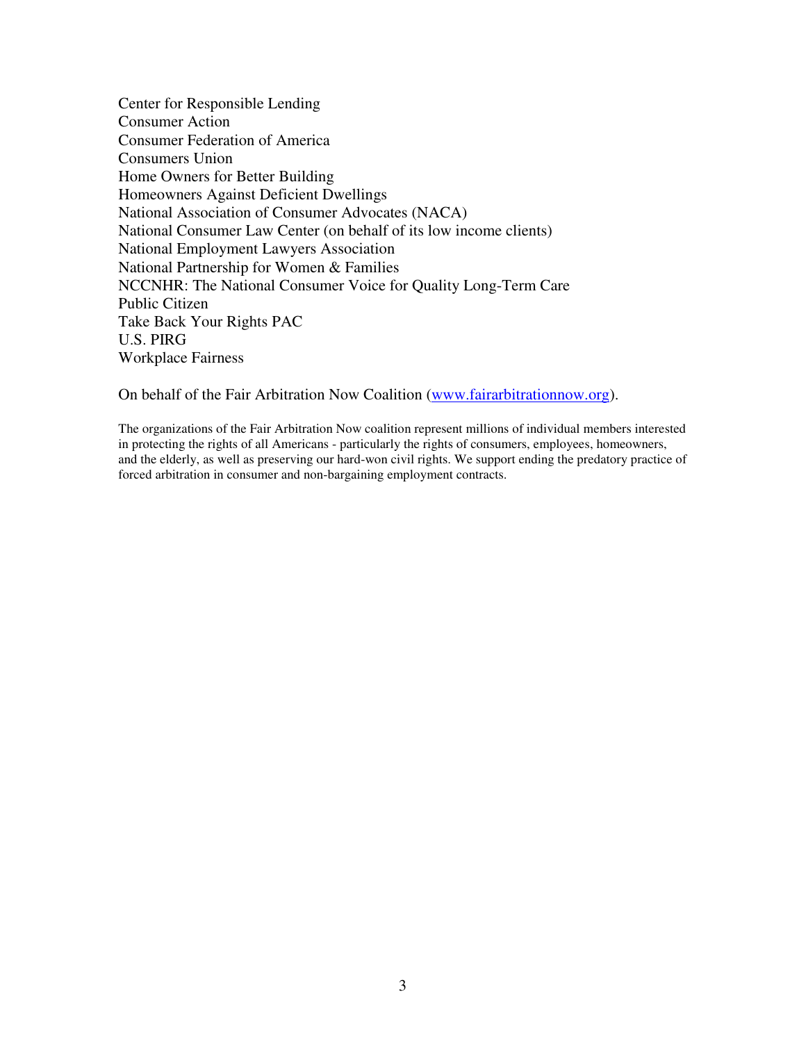Center for Responsible Lending
Consumer Action
Consumer Federation of America
Consumers Union
Home Owners for Better Building
Homeowners Against Deficient Dwellings
National Association of Consumer Advocates (NACA)
National Consumer Law Center (on behalf of its low income clients)
National Employment Lawyers Association
National Partnership for Women & Families
NCCNHR: The National Consumer Voice for Quality Long-Term Care
Public Citizen
Take Back Your Rights PAC
U.S. PIRG
Workplace Fairness

On behalf of the Fair Arbitration Now Coalition (www.fairarbitrationnow.org).

The organizations of the Fair Arbitration Now coalition represent millions of individual members interested in protecting the rights of all Americans - particularly the rights of consumers, employees, homeowners, and the elderly, as well as preserving our hard-won civil rights. We support ending the predatory practice of forced arbitration in consumer and non-bargaining employment contracts.